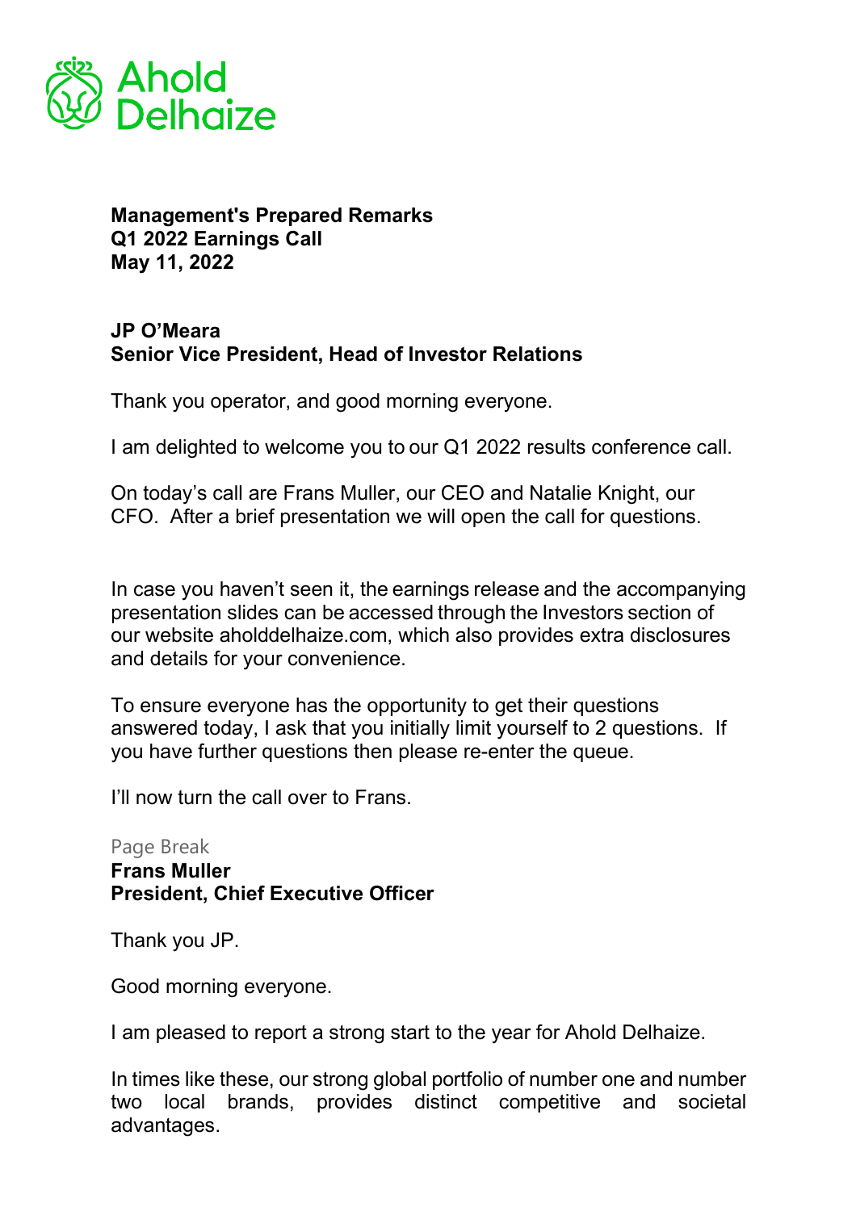Ahold Delhaize

**Management's Prepared Remarks**
**Q1 2022 Earnings Call**
**May 11, 2022**

**JP O'Meara**
**Senior Vice President, Head of Investor Relations**

Thank you operator, and good morning everyone.

I am delighted to welcome you to our Q1 2022 results conference call.

On today's call are Frans Muller, our CEO and Natalie Knight, our CFO. After a brief presentation we will open the call for questions.

In case you haven't seen it, the earnings release and the accompanying presentation slides can be accessed through the Investors section of our website aholddelhaize.com, which also provides extra disclosures and details for your convenience.

To ensure everyone has the opportunity to get their questions answered today, I ask that you initially limit yourself to 2 questions. If you have further questions then please re-enter the queue.

I'll now turn the call over to Frans.

Page Break

**Frans Muller**
**President, Chief Executive Officer**

Thank you JP.

Good morning everyone.

I am pleased to report a strong start to the year for Ahold Delhaize.

In times like these, our strong global portfolio of number one and number two local brands, provides distinct competitive and societal advantages.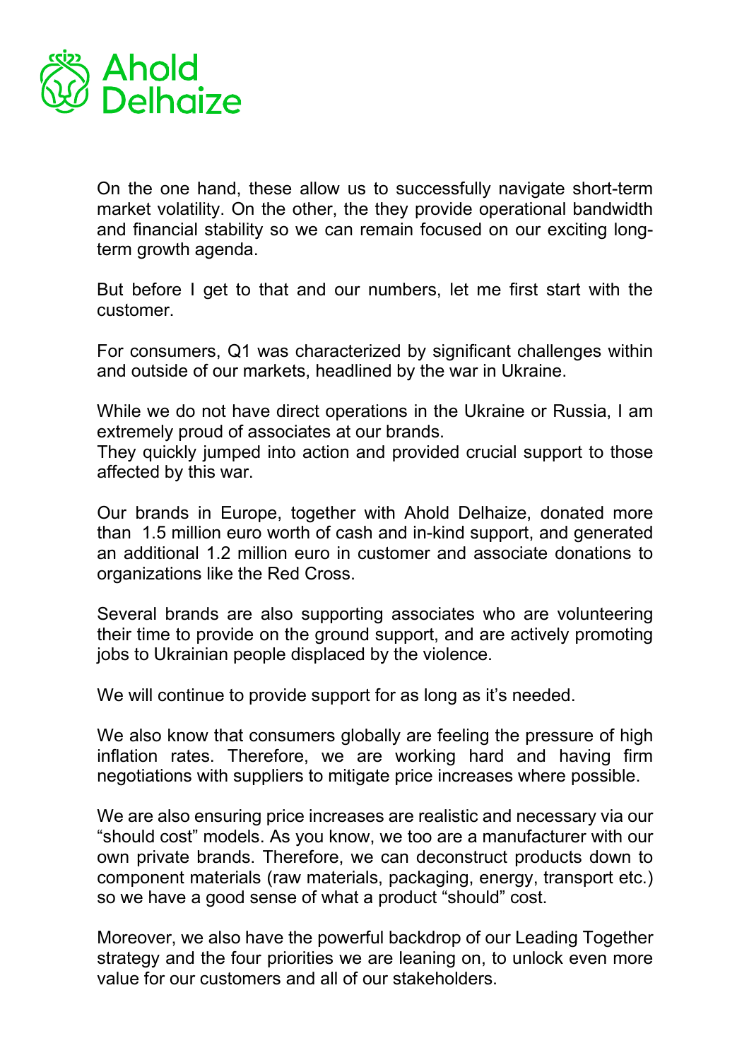On the one hand, these allow us to successfully navigate short-term market volatility. On the other, the they provide operational bandwidth and financial stability so we can remain focused on our exciting long-term growth agenda.

But before I get to that and our numbers, let me first start with the customer.

For consumers, Q1 was characterized by significant challenges within and outside of our markets, headlined by the war in Ukraine.

While we do not have direct operations in the Ukraine or Russia, I am extremely proud of associates at our brands.
They quickly jumped into action and provided crucial support to those affected by this war.

Our brands in Europe, together with Ahold Delhaize, donated more than 1.5 million euro worth of cash and in-kind support, and generated an additional 1.2 million euro in customer and associate donations to organizations like the Red Cross.

Several brands are also supporting associates who are volunteering their time to provide on the ground support, and are actively promoting jobs to Ukrainian people displaced by the violence.

We will continue to provide support for as long as it's needed.

We also know that consumers globally are feeling the pressure of high inflation rates. Therefore, we are working hard and having firm negotiations with suppliers to mitigate price increases where possible.

We are also ensuring price increases are realistic and necessary via our "should cost" models. As you know, we too are a manufacturer with our own private brands. Therefore, we can deconstruct products down to component materials (raw materials, packaging, energy, transport etc.) so we have a good sense of what a product "should" cost.

Moreover, we also have the powerful backdrop of our Leading Together strategy and the four priorities we are leaning on, to unlock even more value for our customers and all of our stakeholders.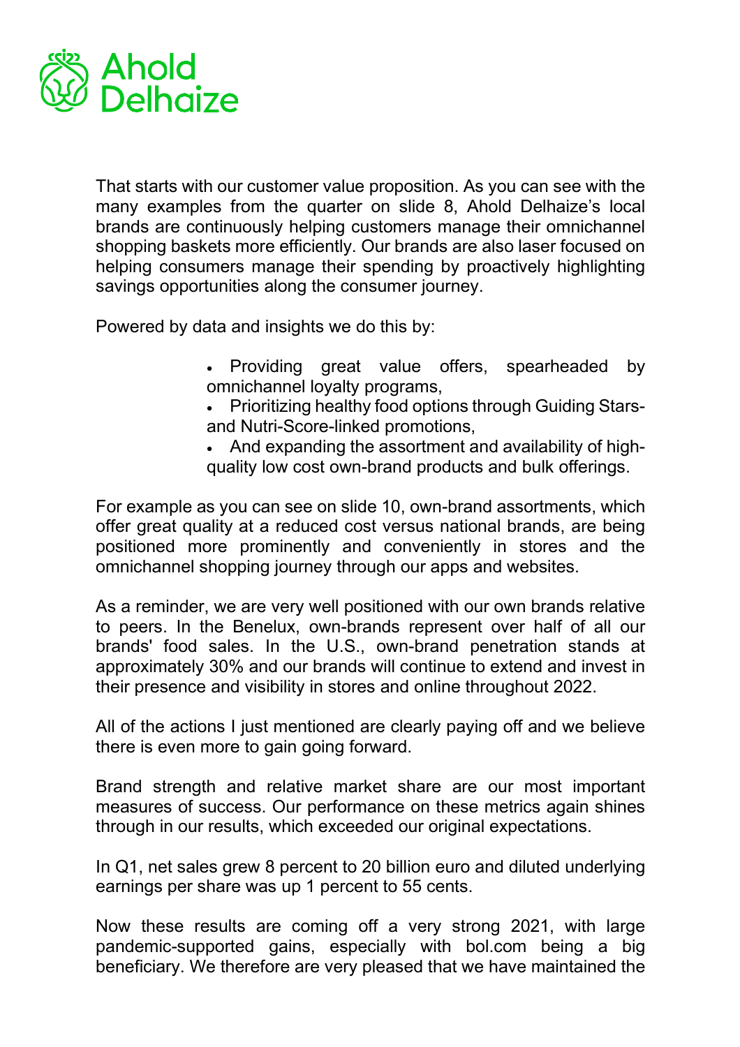That starts with our customer value proposition. As you can see with the many examples from the quarter on slide 8, Ahold Delhaize's local brands are continuously helping customers manage their omnichannel shopping baskets more efficiently. Our brands are also laser focused on helping consumers manage their spending by proactively highlighting savings opportunities along the consumer journey.

Powered by data and insights we do this by:

- Providing great value offers, spearheaded by omnichannel loyalty programs,
- Prioritizing healthy food options through Guiding Stars- and Nutri-Score-linked promotions,
- And expanding the assortment and availability of high-quality low cost own-brand products and bulk offerings.

For example as you can see on slide 10, own-brand assortments, which offer great quality at a reduced cost versus national brands, are being positioned more prominently and conveniently in stores and the omnichannel shopping journey through our apps and websites.

As a reminder, we are very well positioned with our own brands relative to peers. In the Benelux, own-brands represent over half of all our brands' food sales. In the U.S., own-brand penetration stands at approximately 30% and our brands will continue to extend and invest in their presence and visibility in stores and online throughout 2022.

All of the actions I just mentioned are clearly paying off and we believe there is even more to gain going forward.

Brand strength and relative market share are our most important measures of success. Our performance on these metrics again shines through in our results, which exceeded our original expectations.

In Q1, net sales grew 8 percent to 20 billion euro and diluted underlying earnings per share was up 1 percent to 55 cents.

Now these results are coming off a very strong 2021, with large pandemic-supported gains, especially with bol.com being a big beneficiary. We therefore are very pleased that we have maintained the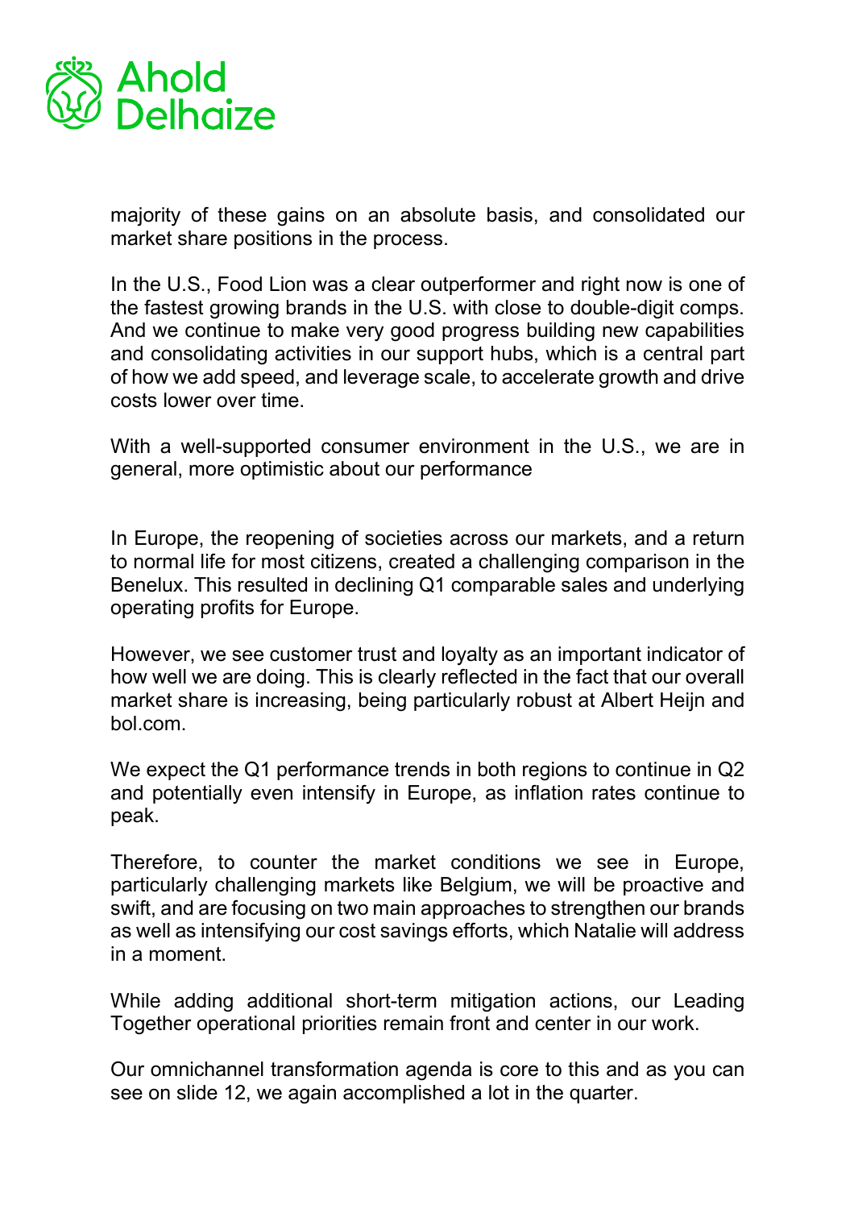majority of these gains on an absolute basis, and consolidated our market share positions in the process.

In the U.S., Food Lion was a clear outperformer and right now is one of the fastest growing brands in the U.S. with close to double-digit comps. And we continue to make very good progress building new capabilities and consolidating activities in our support hubs, which is a central part of how we add speed, and leverage scale, to accelerate growth and drive costs lower over time.

With a well-supported consumer environment in the U.S., we are in general, more optimistic about our performance

In Europe, the reopening of societies across our markets, and a return to normal life for most citizens, created a challenging comparison in the Benelux. This resulted in declining Q1 comparable sales and underlying operating profits for Europe.

However, we see customer trust and loyalty as an important indicator of how well we are doing. This is clearly reflected in the fact that our overall market share is increasing, being particularly robust at Albert Heijn and bol.com.

We expect the Q1 performance trends in both regions to continue in Q2 and potentially even intensify in Europe, as inflation rates continue to peak.

Therefore, to counter the market conditions we see in Europe, particularly challenging markets like Belgium, we will be proactive and swift, and are focusing on two main approaches to strengthen our brands as well as intensifying our cost savings efforts, which Natalie will address in a moment.

While adding additional short-term mitigation actions, our Leading Together operational priorities remain front and center in our work.

Our omnichannel transformation agenda is core to this and as you can see on slide 12, we again accomplished a lot in the quarter.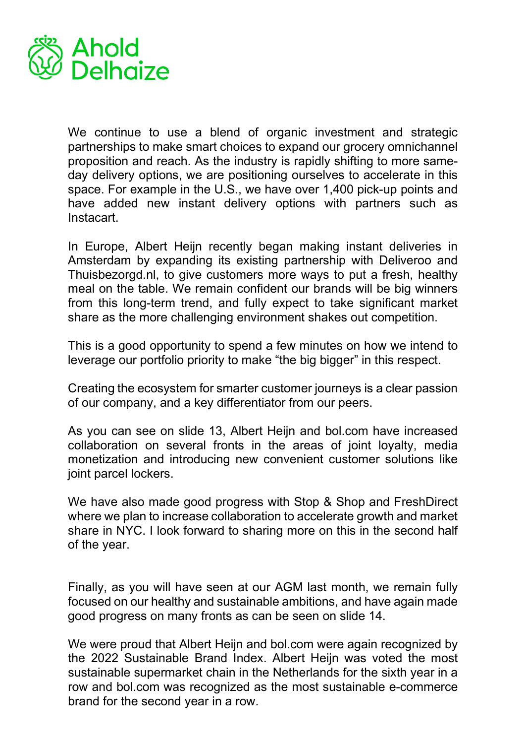We continue to use a blend of organic investment and strategic partnerships to make smart choices to expand our grocery omnichannel proposition and reach. As the industry is rapidly shifting to more same-day delivery options, we are positioning ourselves to accelerate in this space. For example in the U.S., we have over 1,400 pick-up points and have added new instant delivery options with partners such as Instacart.

In Europe, Albert Heijn recently began making instant deliveries in Amsterdam by expanding its existing partnership with Deliveroo and Thuisbezorgd.nl, to give customers more ways to put a fresh, healthy meal on the table. We remain confident our brands will be big winners from this long-term trend, and fully expect to take significant market share as the more challenging environment shakes out competition.

This is a good opportunity to spend a few minutes on how we intend to leverage our portfolio priority to make "the big bigger" in this respect.

Creating the ecosystem for smarter customer journeys is a clear passion of our company, and a key differentiator from our peers.

As you can see on slide 13, Albert Heijn and bol.com have increased collaboration on several fronts in the areas of joint loyalty, media monetization and introducing new convenient customer solutions like joint parcel lockers.

We have also made good progress with Stop & Shop and FreshDirect where we plan to increase collaboration to accelerate growth and market share in NYC. I look forward to sharing more on this in the second half of the year.

Finally, as you will have seen at our AGM last month, we remain fully focused on our healthy and sustainable ambitions, and have again made good progress on many fronts as can be seen on slide 14.

We were proud that Albert Heijn and bol.com were again recognized by the 2022 Sustainable Brand Index. Albert Heijn was voted the most sustainable supermarket chain in the Netherlands for the sixth year in a row and bol.com was recognized as the most sustainable e-commerce brand for the second year in a row.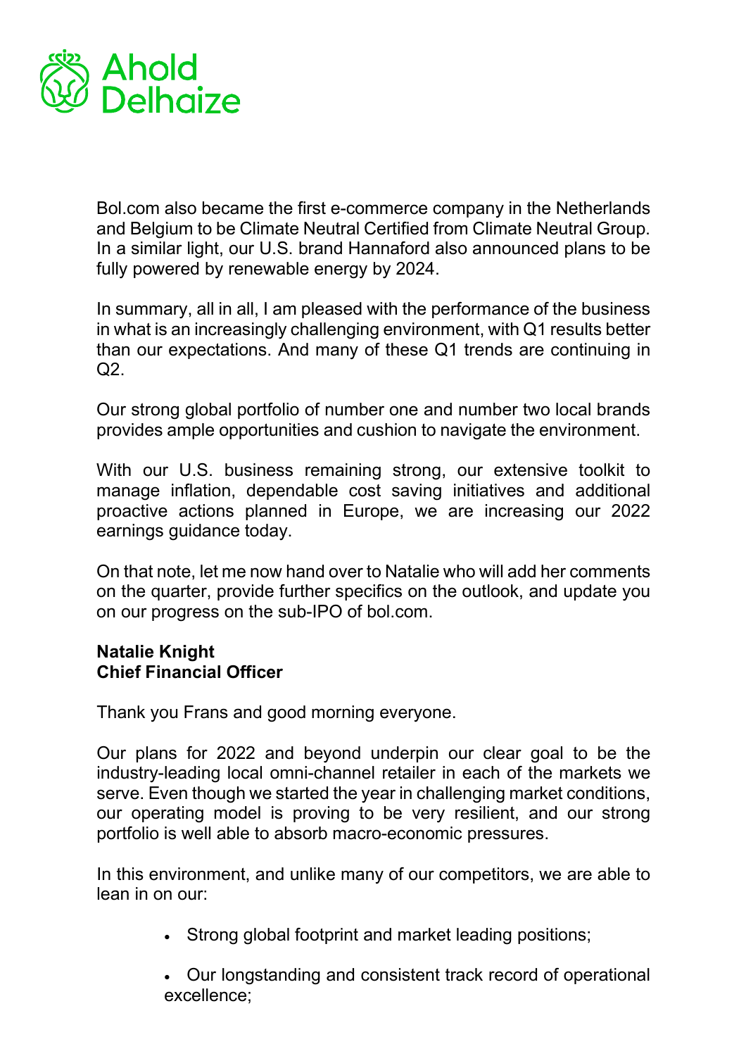Bol.com also became the first e-commerce company in the Netherlands and Belgium to be Climate Neutral Certified from Climate Neutral Group. In a similar light, our U.S. brand Hannaford also announced plans to be fully powered by renewable energy by 2024.

In summary, all in all, I am pleased with the performance of the business in what is an increasingly challenging environment, with Q1 results better than our expectations. And many of these Q1 trends are continuing in Q2.

Our strong global portfolio of number one and number two local brands provides ample opportunities and cushion to navigate the environment.

With our U.S. business remaining strong, our extensive toolkit to manage inflation, dependable cost saving initiatives and additional proactive actions planned in Europe, we are increasing our 2022 earnings guidance today.

On that note, let me now hand over to Natalie who will add her comments on the quarter, provide further specifics on the outlook, and update you on our progress on the sub-IPO of bol.com.

**Natalie Knight**
**Chief Financial Officer**

Thank you Frans and good morning everyone.

Our plans for 2022 and beyond underpin our clear goal to be the industry-leading local omni-channel retailer in each of the markets we serve. Even though we started the year in challenging market conditions, our operating model is proving to be very resilient, and our strong portfolio is well able to absorb macro-economic pressures.

In this environment, and unlike many of our competitors, we are able to lean in on our:

- Strong global footprint and market leading positions;
- Our longstanding and consistent track record of operational excellence;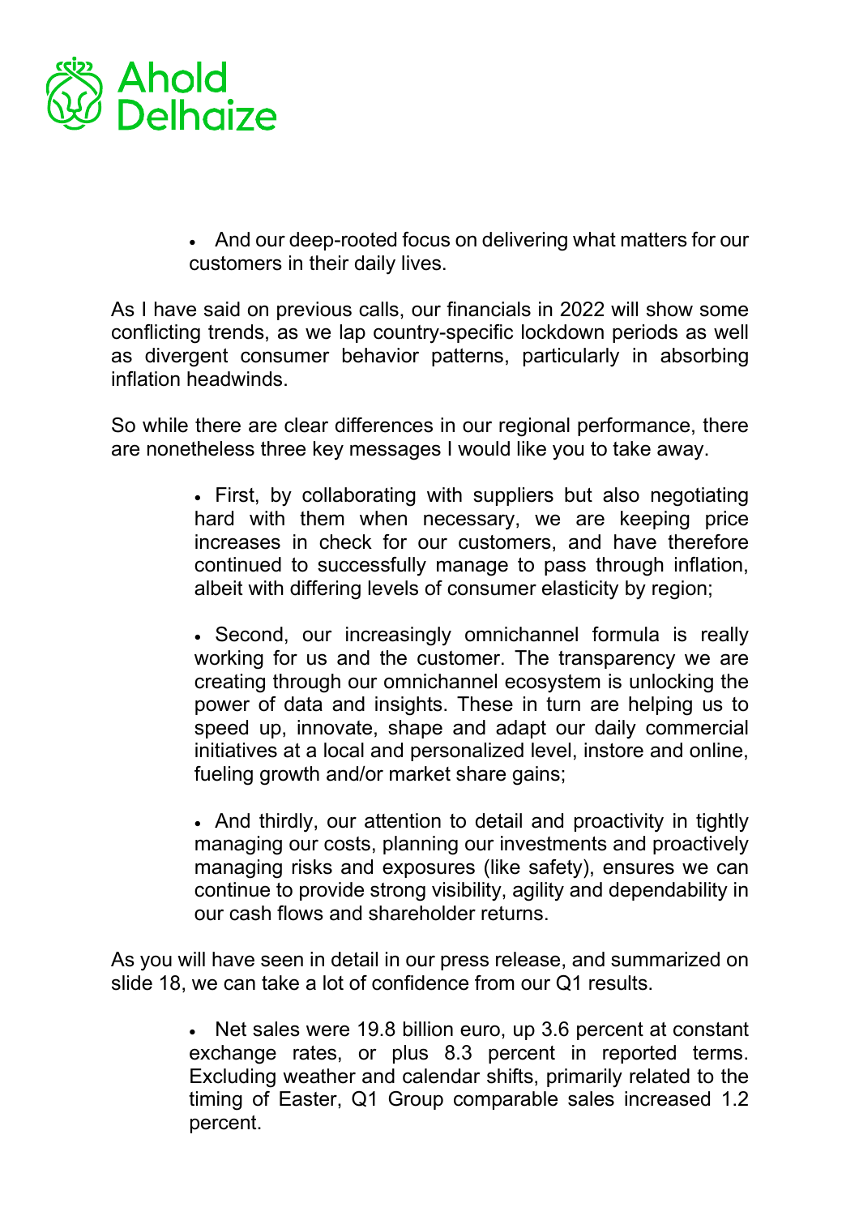- And our deep-rooted focus on delivering what matters for our customers in their daily lives.

As I have said on previous calls, our financials in 2022 will show some conflicting trends, as we lap country-specific lockdown periods as well as divergent consumer behavior patterns, particularly in absorbing inflation headwinds.

So while there are clear differences in our regional performance, there are nonetheless three key messages I would like you to take away.

- First, by collaborating with suppliers but also negotiating hard with them when necessary, we are keeping price increases in check for our customers, and have therefore continued to successfully manage to pass through inflation, albeit with differing levels of consumer elasticity by region;

- Second, our increasingly omnichannel formula is really working for us and the customer. The transparency we are creating through our omnichannel ecosystem is unlocking the power of data and insights. These in turn are helping us to speed up, innovate, shape and adapt our daily commercial initiatives at a local and personalized level, instore and online, fueling growth and/or market share gains;

- And thirdly, our attention to detail and proactivity in tightly managing our costs, planning our investments and proactively managing risks and exposures (like safety), ensures we can continue to provide strong visibility, agility and dependability in our cash flows and shareholder returns.

As you will have seen in detail in our press release, and summarized on slide 18, we can take a lot of confidence from our Q1 results.

- Net sales were 19.8 billion euro, up 3.6 percent at constant exchange rates, or plus 8.3 percent in reported terms. Excluding weather and calendar shifts, primarily related to the timing of Easter, Q1 Group comparable sales increased 1.2 percent.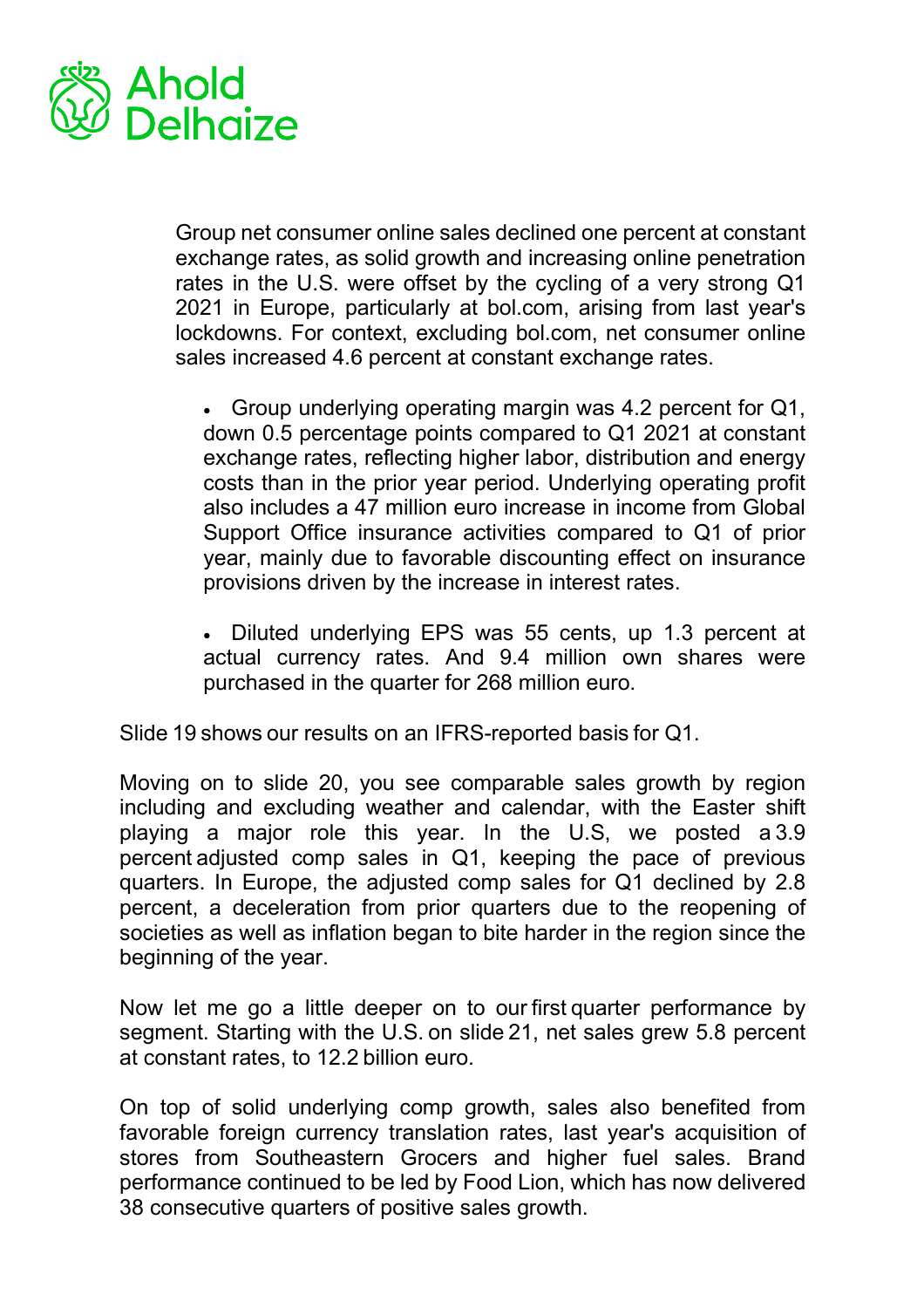Group net consumer online sales declined one percent at constant exchange rates, as solid growth and increasing online penetration rates in the U.S. were offset by the cycling of a very strong Q1 2021 in Europe, particularly at bol.com, arising from last year's lockdowns. For context, excluding bol.com, net consumer online sales increased 4.6 percent at constant exchange rates.

- Group underlying operating margin was 4.2 percent for Q1, down 0.5 percentage points compared to Q1 2021 at constant exchange rates, reflecting higher labor, distribution and energy costs than in the prior year period. Underlying operating profit also includes a 47 million euro increase in income from Global Support Office insurance activities compared to Q1 of prior year, mainly due to favorable discounting effect on insurance provisions driven by the increase in interest rates.

- Diluted underlying EPS was 55 cents, up 1.3 percent at actual currency rates. And 9.4 million own shares were purchased in the quarter for 268 million euro.

Slide 19 shows our results on an IFRS-reported basis for Q1.

Moving on to slide 20, you see comparable sales growth by region including and excluding weather and calendar, with the Easter shift playing a major role this year. In the U.S, we posted a 3.9 percent adjusted comp sales in Q1, keeping the pace of previous quarters. In Europe, the adjusted comp sales for Q1 declined by 2.8 percent, a deceleration from prior quarters due to the reopening of societies as well as inflation began to bite harder in the region since the beginning of the year.

Now let me go a little deeper on to our first quarter performance by segment. Starting with the U.S. on slide 21, net sales grew 5.8 percent at constant rates, to 12.2 billion euro.

On top of solid underlying comp growth, sales also benefited from favorable foreign currency translation rates, last year's acquisition of stores from Southeastern Grocers and higher fuel sales. Brand performance continued to be led by Food Lion, which has now delivered 38 consecutive quarters of positive sales growth.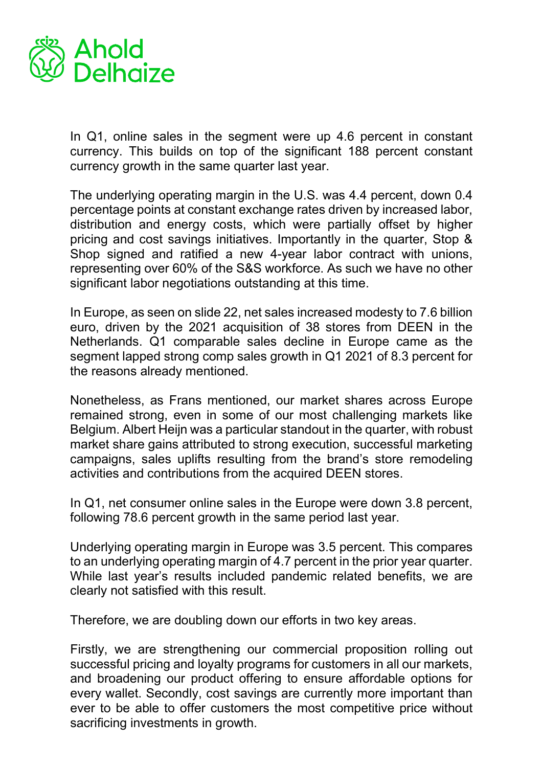In Q1, online sales in the segment were up 4.6 percent in constant currency. This builds on top of the significant 188 percent constant currency growth in the same quarter last year.

The underlying operating margin in the U.S. was 4.4 percent, down 0.4 percentage points at constant exchange rates driven by increased labor, distribution and energy costs, which were partially offset by higher pricing and cost savings initiatives. Importantly in the quarter, Stop & Shop signed and ratified a new 4-year labor contract with unions, representing over 60% of the S&S workforce. As such we have no other significant labor negotiations outstanding at this time.

In Europe, as seen on slide 22, net sales increased modesty to 7.6 billion euro, driven by the 2021 acquisition of 38 stores from DEEN in the Netherlands. Q1 comparable sales decline in Europe came as the segment lapped strong comp sales growth in Q1 2021 of 8.3 percent for the reasons already mentioned.

Nonetheless, as Frans mentioned, our market shares across Europe remained strong, even in some of our most challenging markets like Belgium. Albert Heijn was a particular standout in the quarter, with robust market share gains attributed to strong execution, successful marketing campaigns, sales uplifts resulting from the brand's store remodeling activities and contributions from the acquired DEEN stores.

In Q1, net consumer online sales in the Europe were down 3.8 percent, following 78.6 percent growth in the same period last year.

Underlying operating margin in Europe was 3.5 percent. This compares to an underlying operating margin of 4.7 percent in the prior year quarter. While last year's results included pandemic related benefits, we are clearly not satisfied with this result.

Therefore, we are doubling down our efforts in two key areas.

Firstly, we are strengthening our commercial proposition rolling out successful pricing and loyalty programs for customers in all our markets, and broadening our product offering to ensure affordable options for every wallet. Secondly, cost savings are currently more important than ever to be able to offer customers the most competitive price without sacrificing investments in growth.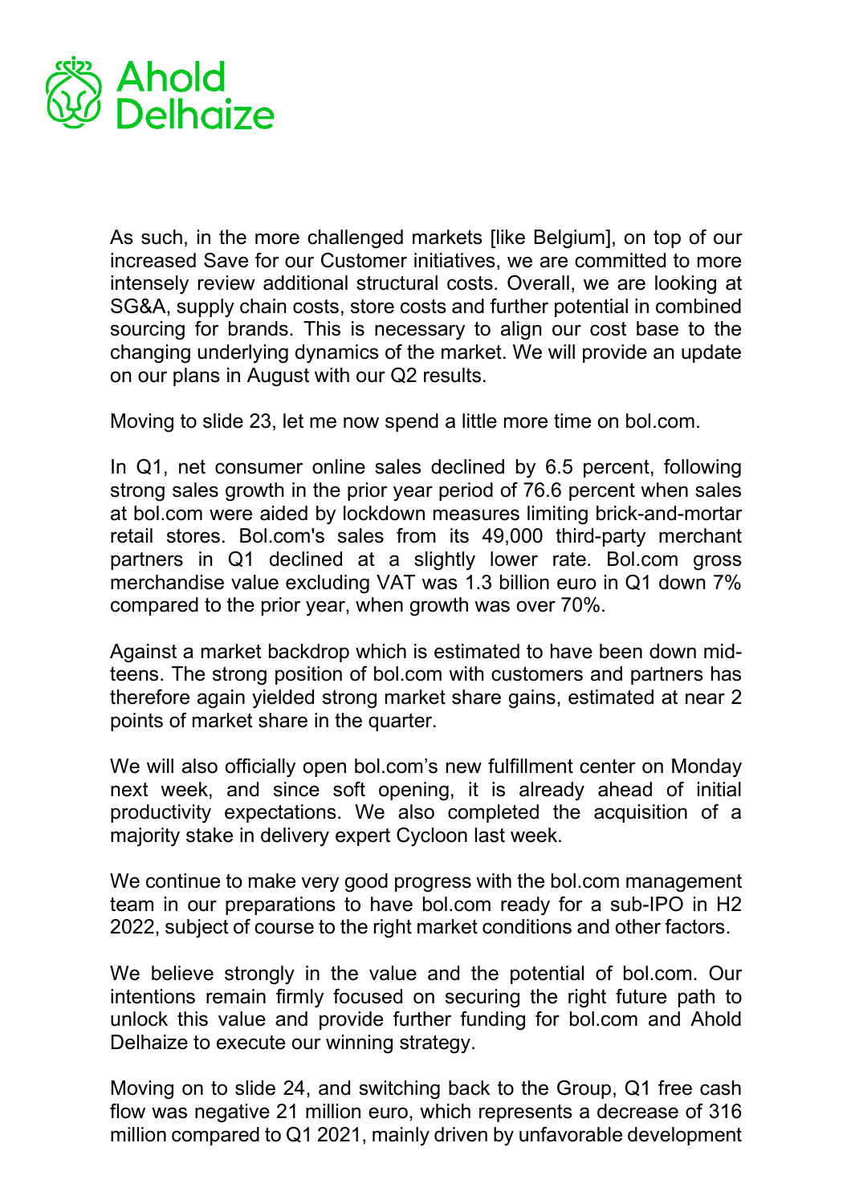As such, in the more challenged markets [like Belgium], on top of our increased Save for our Customer initiatives, we are committed to more intensely review additional structural costs. Overall, we are looking at SG&A, supply chain costs, store costs and further potential in combined sourcing for brands. This is necessary to align our cost base to the changing underlying dynamics of the market. We will provide an update on our plans in August with our Q2 results.

Moving to slide 23, let me now spend a little more time on bol.com.

In Q1, net consumer online sales declined by 6.5 percent, following strong sales growth in the prior year period of 76.6 percent when sales at bol.com were aided by lockdown measures limiting brick-and-mortar retail stores. Bol.com's sales from its 49,000 third-party merchant partners in Q1 declined at a slightly lower rate. Bol.com gross merchandise value excluding VAT was 1.3 billion euro in Q1 down 7% compared to the prior year, when growth was over 70%.

Against a market backdrop which is estimated to have been down mid-teens. The strong position of bol.com with customers and partners has therefore again yielded strong market share gains, estimated at near 2 points of market share in the quarter.

We will also officially open bol.com's new fulfillment center on Monday next week, and since soft opening, it is already ahead of initial productivity expectations. We also completed the acquisition of a majority stake in delivery expert Cycloon last week.

We continue to make very good progress with the bol.com management team in our preparations to have bol.com ready for a sub-IPO in H2 2022, subject of course to the right market conditions and other factors.

We believe strongly in the value and the potential of bol.com. Our intentions remain firmly focused on securing the right future path to unlock this value and provide further funding for bol.com and Ahold Delhaize to execute our winning strategy.

Moving on to slide 24, and switching back to the Group, Q1 free cash flow was negative 21 million euro, which represents a decrease of 316 million compared to Q1 2021, mainly driven by unfavorable development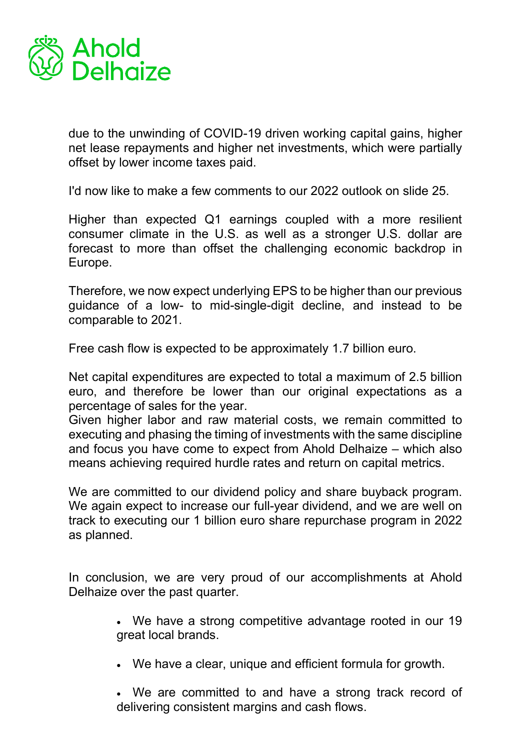due to the unwinding of COVID-19 driven working capital gains, higher net lease repayments and higher net investments, which were partially offset by lower income taxes paid.

I'd now like to make a few comments to our 2022 outlook on slide 25.

Higher than expected Q1 earnings coupled with a more resilient consumer climate in the U.S. as well as a stronger U.S. dollar are forecast to more than offset the challenging economic backdrop in Europe.

Therefore, we now expect underlying EPS to be higher than our previous guidance of a low- to mid-single-digit decline, and instead to be comparable to 2021.

Free cash flow is expected to be approximately 1.7 billion euro.

Net capital expenditures are expected to total a maximum of 2.5 billion euro, and therefore be lower than our original expectations as a percentage of sales for the year.
Given higher labor and raw material costs, we remain committed to executing and phasing the timing of investments with the same discipline and focus you have come to expect from Ahold Delhaize – which also means achieving required hurdle rates and return on capital metrics.

We are committed to our dividend policy and share buyback program. We again expect to increase our full-year dividend, and we are well on track to executing our 1 billion euro share repurchase program in 2022 as planned.

In conclusion, we are very proud of our accomplishments at Ahold Delhaize over the past quarter.

- We have a strong competitive advantage rooted in our 19 great local brands.
- We have a clear, unique and efficient formula for growth.
- We are committed to and have a strong track record of delivering consistent margins and cash flows.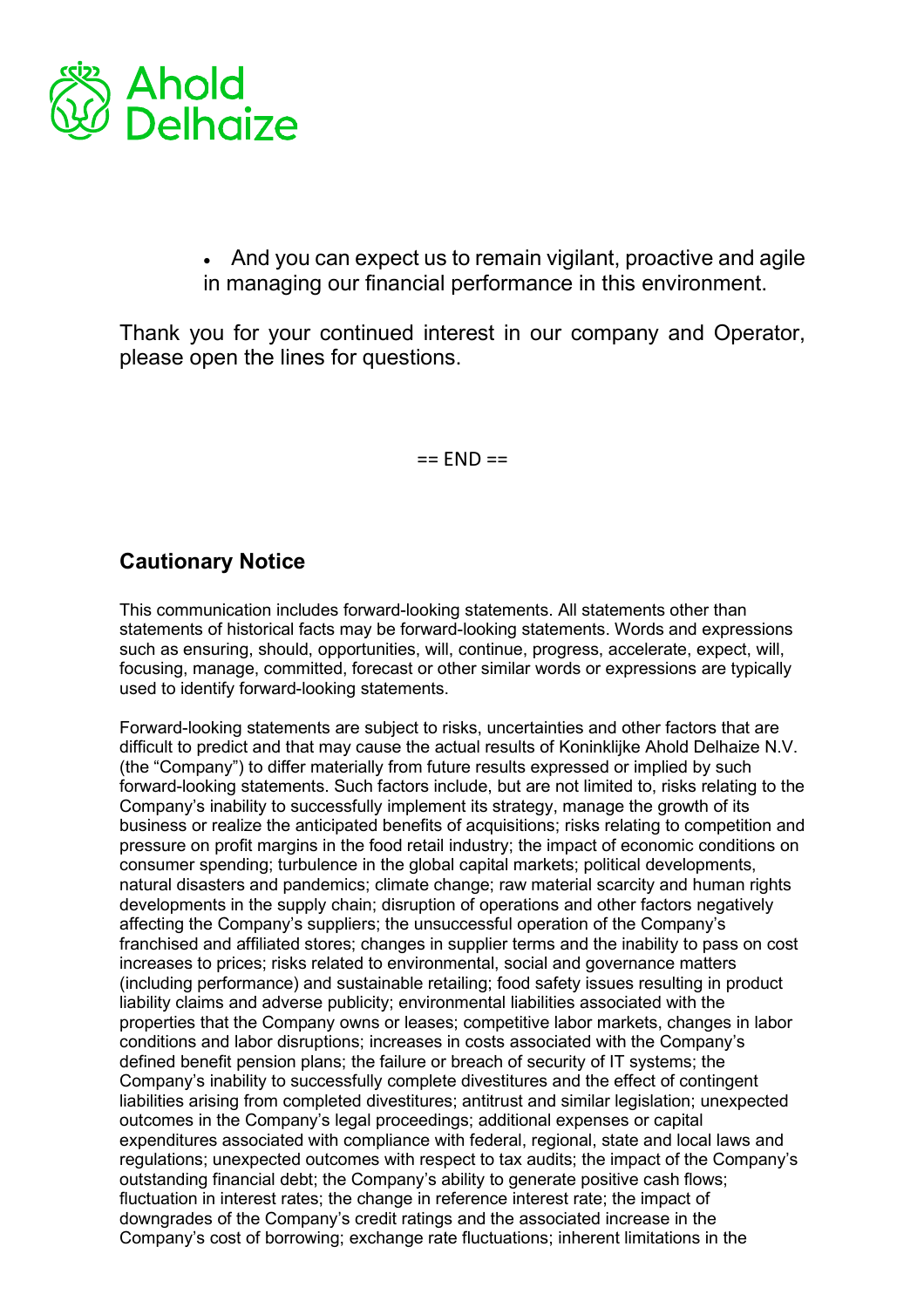- And you can expect us to remain vigilant, proactive and agile in managing our financial performance in this environment.

Thank you for your continued interest in our company and Operator, please open the lines for questions.

== END ==

## Cautionary Notice

This communication includes forward-looking statements. All statements other than statements of historical facts may be forward-looking statements. Words and expressions such as ensuring, should, opportunities, will, continue, progress, accelerate, expect, will, focusing, manage, committed, forecast or other similar words or expressions are typically used to identify forward-looking statements.

Forward-looking statements are subject to risks, uncertainties and other factors that are difficult to predict and that may cause the actual results of Koninklijke Ahold Delhaize N.V. (the "Company") to differ materially from future results expressed or implied by such forward-looking statements. Such factors include, but are not limited to, risks relating to the Company's inability to successfully implement its strategy, manage the growth of its business or realize the anticipated benefits of acquisitions; risks relating to competition and pressure on profit margins in the food retail industry; the impact of economic conditions on consumer spending; turbulence in the global capital markets; political developments, natural disasters and pandemics; climate change; raw material scarcity and human rights developments in the supply chain; disruption of operations and other factors negatively affecting the Company's suppliers; the unsuccessful operation of the Company's franchised and affiliated stores; changes in supplier terms and the inability to pass on cost increases to prices; risks related to environmental, social and governance matters (including performance) and sustainable retailing; food safety issues resulting in product liability claims and adverse publicity; environmental liabilities associated with the properties that the Company owns or leases; competitive labor markets, changes in labor conditions and labor disruptions; increases in costs associated with the Company's defined benefit pension plans; the failure or breach of security of IT systems; the Company's inability to successfully complete divestitures and the effect of contingent liabilities arising from completed divestitures; antitrust and similar legislation; unexpected outcomes in the Company's legal proceedings; additional expenses or capital expenditures associated with compliance with federal, regional, state and local laws and regulations; unexpected outcomes with respect to tax audits; the impact of the Company's outstanding financial debt; the Company's ability to generate positive cash flows; fluctuation in interest rates; the change in reference interest rate; the impact of downgrades of the Company's credit ratings and the associated increase in the Company's cost of borrowing; exchange rate fluctuations; inherent limitations in the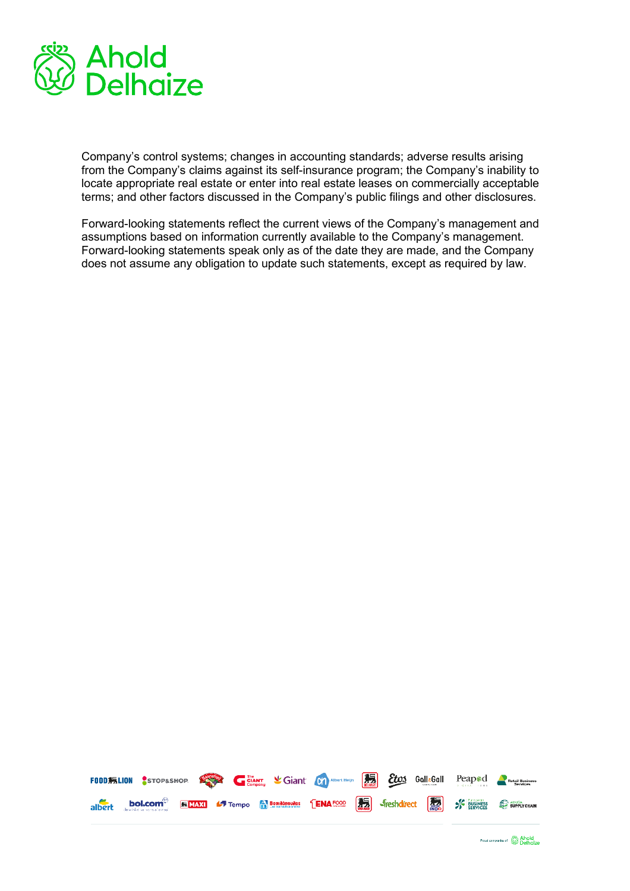Company's control systems; changes in accounting standards; adverse results arising from the Company's claims against its self-insurance program; the Company's inability to locate appropriate real estate or enter into real estate leases on commercially acceptable terms; and other factors discussed in the Company's public filings and other disclosures.

Forward-looking statements reflect the current views of the Company's management and assumptions based on information currently available to the Company's management. Forward-looking statements speak only as of the date they are made, and the Company does not assume any obligation to update such statements, except as required by law.